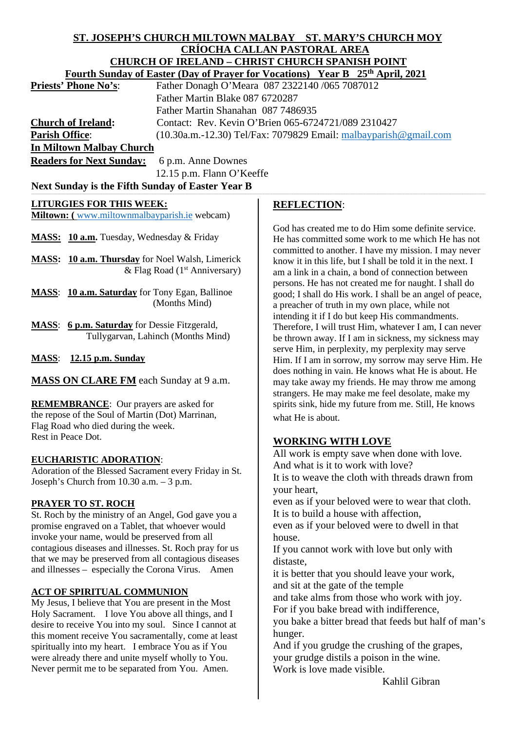**ST. JOSEPH'S CHURCH MILTOWN MALBAY ST. MARY'S CHURCH MOY**
**CRÍOCHA CALLAN PASTORAL AREA**
**CHURCH OF IRELAND – CHRIST CHURCH SPANISH POINT**
**Fourth Sunday of Easter (Day of Prayer for Vocations) Year B 25th April, 2021**

| | |
|---|---|
| **Priests' Phone No's**: | Father Donagh O'Meara 087 2322140 /065 7087012 |
| | Father Martin Blake 087 6720287 |
| | Father Martin Shanahan 087 7486935 |
| **Church of Ireland:** | Contact: Rev. Kevin O'Brien 065-6724721/089 2310427 |
| **Parish Office**: | (10.30a.m.-12.30) Tel/Fax: 7079829 Email: malbayparish@gmail.com |

**In Miltown Malbay Church**

**Readers for Next Sunday:** 6 p.m. Anne Downes
12.15 p.m. Flann O'Keeffe

**Next Sunday is the Fifth Sunday of Easter Year B**

## LITURGIES FOR THIS WEEK:

**Miltown: (** www.miltownmalbayparish.ie webcam)

**MASS: 10 a.m.** Tuesday, Wednesday & Friday

**MASS: 10 a.m. Thursday** for Noel Walsh, Limerick & Flag Road (1st Anniversary)

**MASS**: **10 a.m. Saturday** for Tony Egan, Ballinoe (Months Mind)

**MASS**: **6 p.m. Saturday** for Dessie Fitzgerald, Tullygarvan, Lahinch (Months Mind)

**MASS**: **12.15 p.m. Sunday**

**MASS ON CLARE FM** each Sunday at 9 a.m.

**REMEMBRANCE**: Our prayers are asked for the repose of the Soul of Martin (Dot) Marrinan, Flag Road who died during the week.
Rest in Peace Dot.

## EUCHARISTIC ADORATION:

Adoration of the Blessed Sacrament every Friday in St. Joseph's Church from 10.30 a.m. – 3 p.m.

## PRAYER TO ST. ROCH

St. Roch by the ministry of an Angel, God gave you a promise engraved on a Tablet, that whoever would invoke your name, would be preserved from all contagious diseases and illnesses. St. Roch pray for us that we may be preserved from all contagious diseases and illnesses – especially the Corona Virus. Amen

## ACT OF SPIRITUAL COMMUNION

My Jesus, I believe that You are present in the Most Holy Sacrament. I love You above all things, and I desire to receive You into my soul. Since I cannot at this moment receive You sacramentally, come at least spiritually into my heart. I embrace You as if You were already there and unite myself wholly to You. Never permit me to be separated from You. Amen.

## REFLECTION:

God has created me to do Him some definite service. He has committed some work to me which He has not committed to another. I have my mission. I may never know it in this life, but I shall be told it in the next. I am a link in a chain, a bond of connection between persons. He has not created me for naught. I shall do good; I shall do His work. I shall be an angel of peace, a preacher of truth in my own place, while not intending it if I do but keep His commandments. Therefore, I will trust Him, whatever I am, I can never be thrown away. If I am in sickness, my sickness may serve Him, in perplexity, my perplexity may serve Him. If I am in sorrow, my sorrow may serve Him. He does nothing in vain. He knows what He is about. He may take away my friends. He may throw me among strangers. He may make me feel desolate, make my spirits sink, hide my future from me. Still, He knows what He is about.

## WORKING WITH LOVE

All work is empty save when done with love.
And what is it to work with love?
It is to weave the cloth with threads drawn from your heart,
even as if your beloved were to wear that cloth.
It is to build a house with affection,
even as if your beloved were to dwell in that house.
If you cannot work with love but only with distaste,
it is better that you should leave your work,
and sit at the gate of the temple
and take alms from those who work with joy.
For if you bake bread with indifference,
you bake a bitter bread that feeds but half of man's hunger.
And if you grudge the crushing of the grapes,
your grudge distils a poison in the wine.
Work is love made visible.

Kahlil Gibran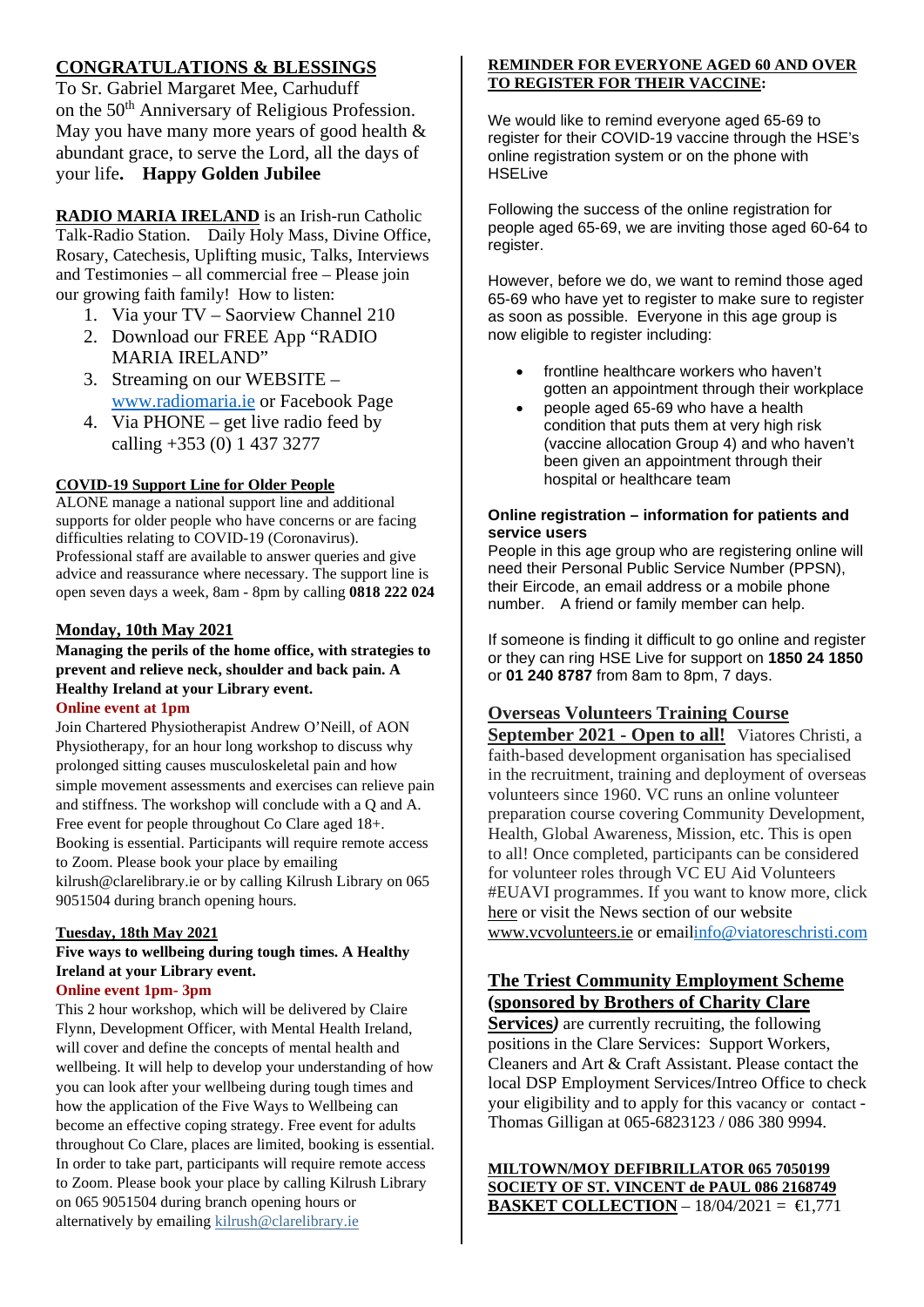## CONGRATULATIONS & BLESSINGS

To Sr. Gabriel Margaret Mee, Carhuduff on the 50th Anniversary of Religious Profession. May you have many more years of good health & abundant grace, to serve the Lord, all the days of your life. **Happy Golden Jubilee**

**RADIO MARIA IRELAND** is an Irish-run Catholic Talk-Radio Station. Daily Holy Mass, Divine Office, Rosary, Catechesis, Uplifting music, Talks, Interviews and Testimonies – all commercial free – Please join our growing faith family! How to listen:

1. Via your TV – Saorview Channel 210
2. Download our FREE App "RADIO MARIA IRELAND"
3. Streaming on our WEBSITE – www.radiomaria.ie or Facebook Page
4. Via PHONE – get live radio feed by calling +353 (0) 1 437 3277

### COVID-19 Support Line for Older People

ALONE manage a national support line and additional supports for older people who have concerns or are facing difficulties relating to COVID-19 (Coronavirus). Professional staff are available to answer queries and give advice and reassurance where necessary. The support line is open seven days a week, 8am - 8pm by calling **0818 222 024**

### Monday, 10th May 2021

**Managing the perils of the home office, with strategies to prevent and relieve neck, shoulder and back pain. A Healthy Ireland at your Library event.**

**Online event at 1pm**

Join Chartered Physiotherapist Andrew O'Neill, of AON Physiotherapy, for an hour long workshop to discuss why prolonged sitting causes musculoskeletal pain and how simple movement assessments and exercises can relieve pain and stiffness. The workshop will conclude with a Q and A. Free event for people throughout Co Clare aged 18+. Booking is essential. Participants will require remote access to Zoom. Please book your place by emailing kilrush@clarelibrary.ie or by calling Kilrush Library on 065 9051504 during branch opening hours.

### Tuesday, 18th May 2021

**Five ways to wellbeing during tough times. A Healthy Ireland at your Library event.**

**Online event 1pm- 3pm**

This 2 hour workshop, which will be delivered by Claire Flynn, Development Officer, with Mental Health Ireland, will cover and define the concepts of mental health and wellbeing. It will help to develop your understanding of how you can look after your wellbeing during tough times and how the application of the Five Ways to Wellbeing can become an effective coping strategy. Free event for adults throughout Co Clare, places are limited, booking is essential. In order to take part, participants will require remote access to Zoom. Please book your place by calling Kilrush Library on 065 9051504 during branch opening hours or alternatively by emailing kilrush@clarelibrary.ie

### REMINDER FOR EVERYONE AGED 60 AND OVER TO REGISTER FOR THEIR VACCINE:

We would like to remind everyone aged 65-69 to register for their COVID-19 vaccine through the HSE's online registration system or on the phone with HSELive

Following the success of the online registration for people aged 65-69, we are inviting those aged 60-64 to register.

However, before we do, we want to remind those aged 65-69 who have yet to register to make sure to register as soon as possible. Everyone in this age group is now eligible to register including:

- frontline healthcare workers who haven't gotten an appointment through their workplace
- people aged 65-69 who have a health condition that puts them at very high risk (vaccine allocation Group 4) and who haven't been given an appointment through their hospital or healthcare team

**Online registration – information for patients and service users**

People in this age group who are registering online will need their Personal Public Service Number (PPSN), their Eircode, an email address or a mobile phone number. A friend or family member can help.

If someone is finding it difficult to go online and register or they can ring HSE Live for support on **1850 24 1850** or **01 240 8787** from 8am to 8pm, 7 days.

**Overseas Volunteers Training Course September 2021 - Open to all!** Viatores Christi, a faith-based development organisation has specialised in the recruitment, training and deployment of overseas volunteers since 1960. VC runs an online volunteer preparation course covering Community Development, Health, Global Awareness, Mission, etc. This is open to all! Once completed, participants can be considered for volunteer roles through VC EU Aid Volunteers #EUAVI programmes. If you want to know more, click here or visit the News section of our website www.vcvolunteers.ie or email info@viatoreschristi.com

**The Triest Community Employment Scheme (sponsored by Brothers of Charity Clare Services)** are currently recruiting, the following positions in the Clare Services: Support Workers, Cleaners and Art & Craft Assistant. Please contact the local DSP Employment Services/Intreo Office to check your eligibility and to apply for this vacancy or contact - Thomas Gilligan at 065-6823123 / 086 380 9994.

**MILTOWN/MOY DEFIBRILLATOR 065 7050199**
**SOCIETY OF ST. VINCENT de PAUL 086 2168749**
**BASKET COLLECTION** – 18/04/2021 = €1,771